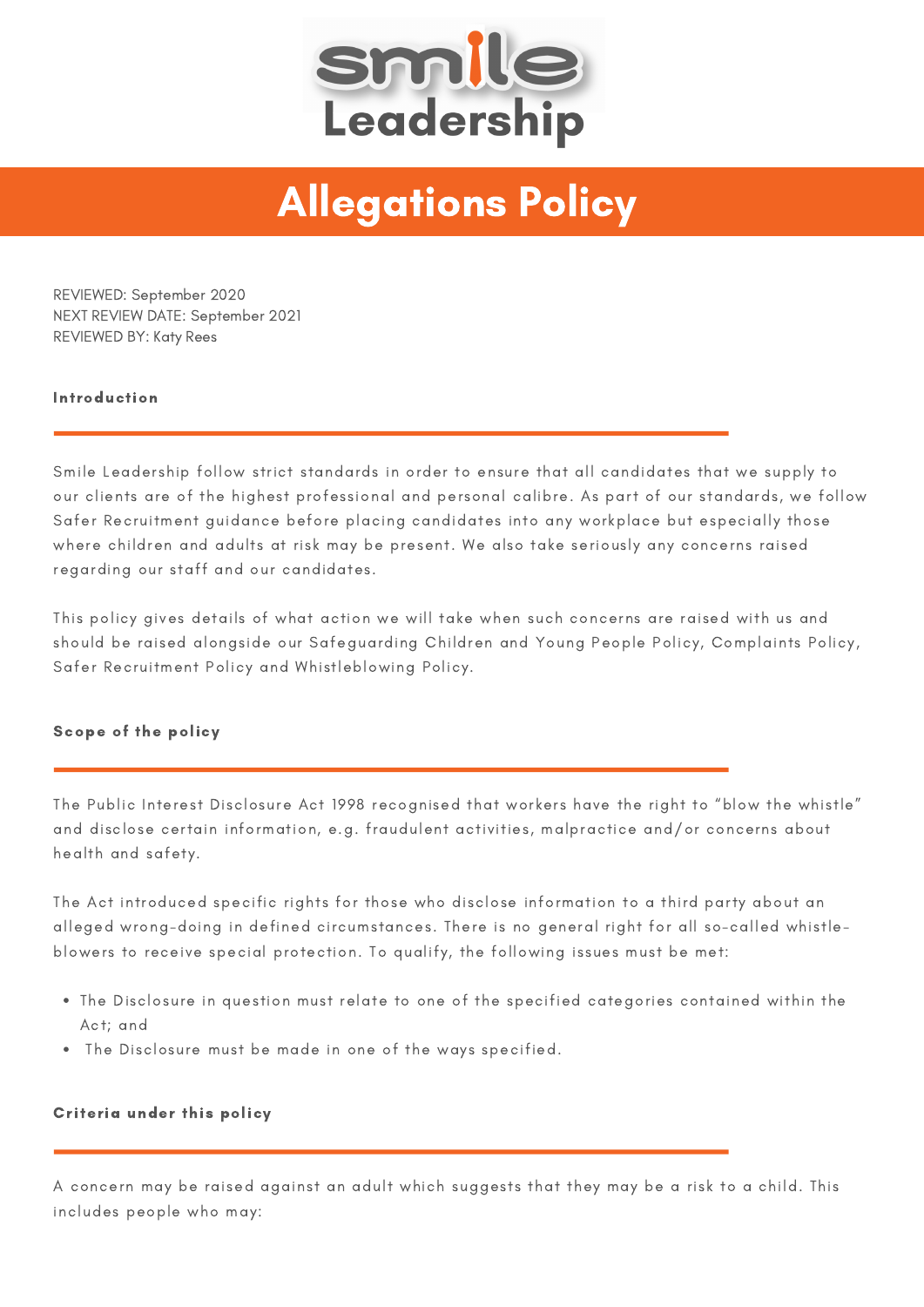smile Leadership

# Allegations Policy

REVIEWED: September 2020
NEXT REVIEW DATE: September 2021
REVIEWED BY: Katy Rees

## Introduction

Smile Leadership follow strict standards in order to ensure that all candidates that we supply to our clients are of the highest professional and personal calibre. As part of our standards, we follow Safer Recruitment guidance before placing candidates into any workplace but especially those where children and adults at risk may be present. We also take seriously any concerns raised regarding our staff and our candidates.

This policy gives details of what action we will take when such concerns are raised with us and should be raised alongside our Safeguarding Children and Young People Policy, Complaints Policy, Safer Recruitment Policy and Whistleblowing Policy.

## Scope of the policy

The Public Interest Disclosure Act 1998 recognised that workers have the right to "blow the whistle" and disclose certain information, e.g. fraudulent activities, malpractice and/or concerns about health and safety.

The Act introduced specific rights for those who disclose information to a third party about an alleged wrong-doing in defined circumstances. There is no general right for all so-called whistle-blowers to receive special protection. To qualify, the following issues must be met:

- The Disclosure in question must relate to one of the specified categories contained within the Act; and
- The Disclosure must be made in one of the ways specified.

## Criteria under this policy

A concern may be raised against an adult which suggests that they may be a risk to a child. This includes people who may: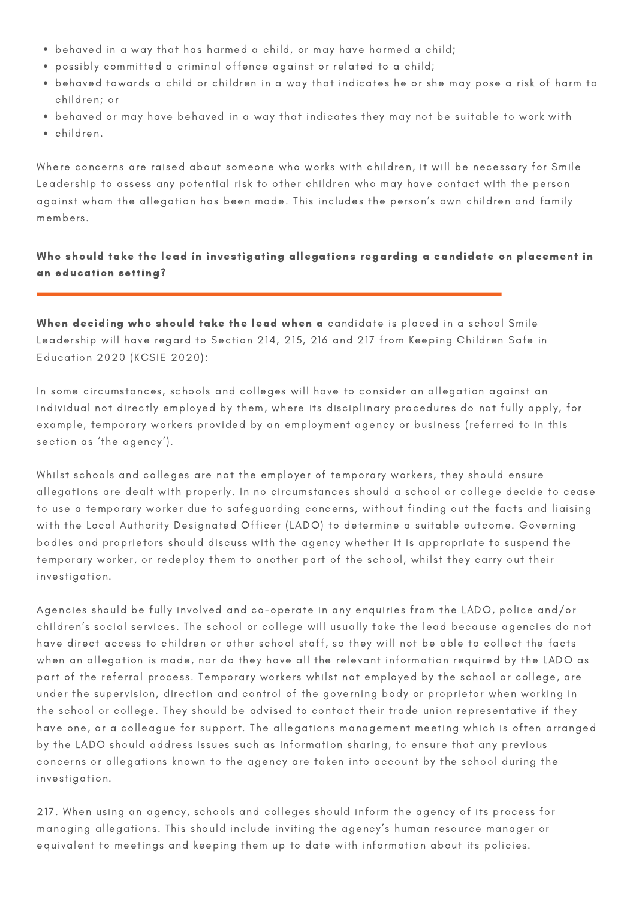- behaved in a way that has harmed a child, or may have harmed a child;
- possibly committed a criminal offence against or related to a child;
- behaved towards a child or children in a way that indicates he or she may pose a risk of harm to children; or
- behaved or may have behaved in a way that indicates they may not be suitable to work with
- children.

Where concerns are raised about someone who works with children, it will be necessary for Smile Leadership to assess any potential risk to other children who may have contact with the person against whom the allegation has been made. This includes the person's own children and family members.

### Who should take the lead in investigating allegations regarding a candidate on placement in an education setting?

**When deciding who should take the lead when a** candidate is placed in a school Smile Leadership will have regard to Section 214, 215, 216 and 217 from Keeping Children Safe in Education 2020 (KCSIE 2020):

In some circumstances, schools and colleges will have to consider an allegation against an individual not directly employed by them, where its disciplinary procedures do not fully apply, for example, temporary workers provided by an employment agency or business (referred to in this section as 'the agency').

Whilst schools and colleges are not the employer of temporary workers, they should ensure allegations are dealt with properly. In no circumstances should a school or college decide to cease to use a temporary worker due to safeguarding concerns, without finding out the facts and liaising with the Local Authority Designated Officer (LADO) to determine a suitable outcome. Governing bodies and proprietors should discuss with the agency whether it is appropriate to suspend the temporary worker, or redeploy them to another part of the school, whilst they carry out their investigation.

Agencies should be fully involved and co-operate in any enquiries from the LADO, police and/or children's social services. The school or college will usually take the lead because agencies do not have direct access to children or other school staff, so they will not be able to collect the facts when an allegation is made, nor do they have all the relevant information required by the LADO as part of the referral process. Temporary workers whilst not employed by the school or college, are under the supervision, direction and control of the governing body or proprietor when working in the school or college. They should be advised to contact their trade union representative if they have one, or a colleague for support. The allegations management meeting which is often arranged by the LADO should address issues such as information sharing, to ensure that any previous concerns or allegations known to the agency are taken into account by the school during the investigation.

217. When using an agency, schools and colleges should inform the agency of its process for managing allegations. This should include inviting the agency's human resource manager or equivalent to meetings and keeping them up to date with information about its policies.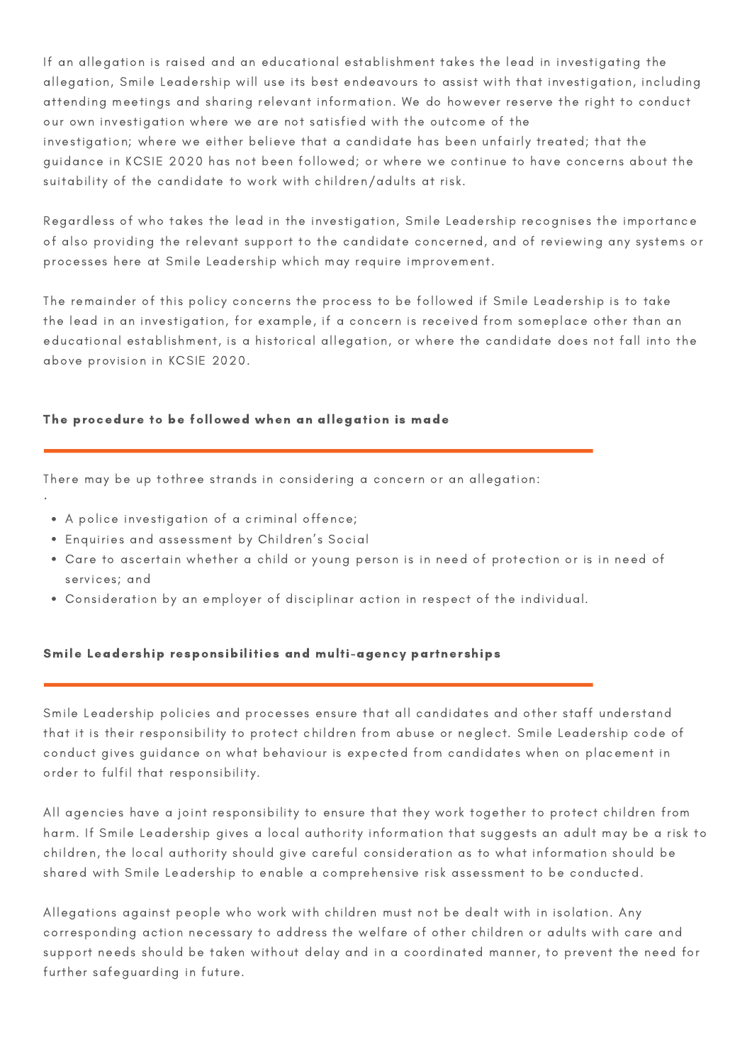If an allegation is raised and an educational establishment takes the lead in investigating the allegation, Smile Leadership will use its best endeavours to assist with that investigation, including attending meetings and sharing relevant information. We do however reserve the right to conduct our own investigation where we are not satisfied with the outcome of the investigation; where we either believe that a candidate has been unfairly treated; that the guidance in KCSIE 2020 has not been followed; or where we continue to have concerns about the suitability of the candidate to work with children/adults at risk.

Regardless of who takes the lead in the investigation, Smile Leadership recognises the importance of also providing the relevant support to the candidate concerned, and of reviewing any systems or processes here at Smile Leadership which may require improvement.

The remainder of this policy concerns the process to be followed if Smile Leadership is to take the lead in an investigation, for example, if a concern is received from someplace other than an educational establishment, is a historical allegation, or where the candidate does not fall into the above provision in KCSIE 2020.

### The procedure to be followed when an allegation is made

There may be up tothree strands in considering a concern or an allegation:

·

- A police investigation of a criminal offence;
- Enquiries and assessment by Children's Social
- Care to ascertain whether a child or young person is in need of protection or is in need of services; and
- Consideration by an employer of disciplinar action in respect of the individual.

### Smile Leadership responsibilities and multi-agency partnerships

Smile Leadership policies and processes ensure that all candidates and other staff understand that it is their responsibility to protect children from abuse or neglect. Smile Leadership code of conduct gives guidance on what behaviour is expected from candidates when on placement in order to fulfil that responsibility.

All agencies have a joint responsibility to ensure that they work together to protect children from harm. If Smile Leadership gives a local authority information that suggests an adult may be a risk to children, the local authority should give careful consideration as to what information should be shared with Smile Leadership to enable a comprehensive risk assessment to be conducted.

Allegations against people who work with children must not be dealt with in isolation. Any corresponding action necessary to address the welfare of other children or adults with care and support needs should be taken without delay and in a coordinated manner, to prevent the need for further safeguarding in future.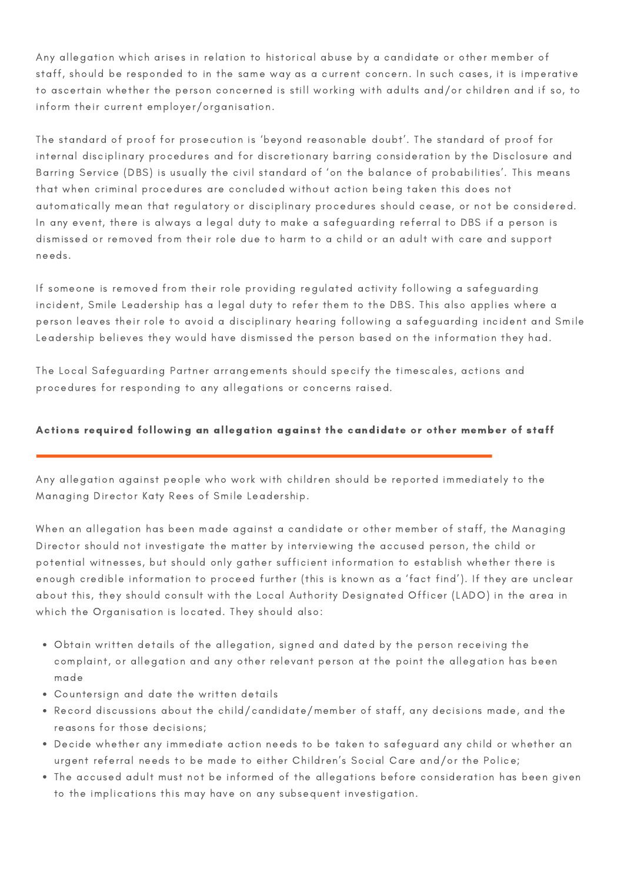Any allegation which arises in relation to historical abuse by a candidate or other member of staff, should be responded to in the same way as a current concern. In such cases, it is imperative to ascertain whether the person concerned is still working with adults and/or children and if so, to inform their current employer/organisation.

The standard of proof for prosecution is 'beyond reasonable doubt'. The standard of proof for internal disciplinary procedures and for discretionary barring consideration by the Disclosure and Barring Service (DBS) is usually the civil standard of 'on the balance of probabilities'. This means that when criminal procedures are concluded without action being taken this does not automatically mean that regulatory or disciplinary procedures should cease, or not be considered. In any event, there is always a legal duty to make a safeguarding referral to DBS if a person is dismissed or removed from their role due to harm to a child or an adult with care and support needs.

If someone is removed from their role providing regulated activity following a safeguarding incident, Smile Leadership has a legal duty to refer them to the DBS. This also applies where a person leaves their role to avoid a disciplinary hearing following a safeguarding incident and Smile Leadership believes they would have dismissed the person based on the information they had.

The Local Safeguarding Partner arrangements should specify the timescales, actions and procedures for responding to any allegations or concerns raised.

### Actions required following an allegation against the candidate or other member of staff

Any allegation against people who work with children should be reported immediately to the Managing Director Katy Rees of Smile Leadership.

When an allegation has been made against a candidate or other member of staff, the Managing Director should not investigate the matter by interviewing the accused person, the child or potential witnesses, but should only gather sufficient information to establish whether there is enough credible information to proceed further (this is known as a 'fact find'). If they are unclear about this, they should consult with the Local Authority Designated Officer (LADO) in the area in which the Organisation is located. They should also:

- Obtain written details of the allegation, signed and dated by the person receiving the complaint, or allegation and any other relevant person at the point the allegation has been made
- Countersign and date the written details
- Record discussions about the child/candidate/member of staff, any decisions made, and the reasons for those decisions;
- Decide whether any immediate action needs to be taken to safeguard any child or whether an urgent referral needs to be made to either Children's Social Care and/or the Police;
- The accused adult must not be informed of the allegations before consideration has been given to the implications this may have on any subsequent investigation.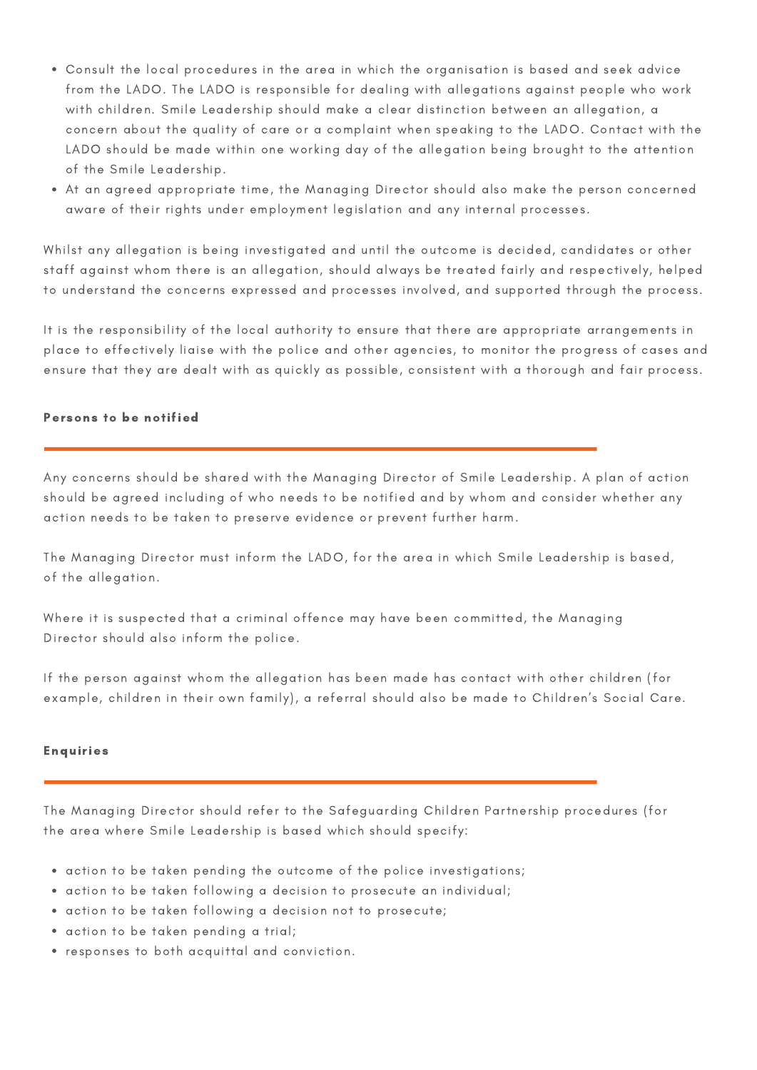- Consult the local procedures in the area in which the organisation is based and seek advice from the LADO. The LADO is responsible for dealing with allegations against people who work with children. Smile Leadership should make a clear distinction between an allegation, a concern about the quality of care or a complaint when speaking to the LADO. Contact with the LADO should be made within one working day of the allegation being brought to the attention of the Smile Leadership.
- At an agreed appropriate time, the Managing Director should also make the person concerned aware of their rights under employment legislation and any internal processes.

Whilst any allegation is being investigated and until the outcome is decided, candidates or other staff against whom there is an allegation, should always be treated fairly and respectively, helped to understand the concerns expressed and processes involved, and supported through the process.

It is the responsibility of the local authority to ensure that there are appropriate arrangements in place to effectively liaise with the police and other agencies, to monitor the progress of cases and ensure that they are dealt with as quickly as possible, consistent with a thorough and fair process.

#### **Persons to be notified**

Any concerns should be shared with the Managing Director of Smile Leadership. A plan of action should be agreed including of who needs to be notified and by whom and consider whether any action needs to be taken to preserve evidence or prevent further harm.

The Managing Director must inform the LADO, for the area in which Smile Leadership is based, of the allegation.

Where it is suspected that a criminal offence may have been committed, the Managing Director should also inform the police.

If the person against whom the allegation has been made has contact with other children (for example, children in their own family), a referral should also be made to Children's Social Care.

#### **Enquiries**

The Managing Director should refer to the Safeguarding Children Partnership procedures (for the area where Smile Leadership is based which should specify:

- action to be taken pending the outcome of the police investigations;
- action to be taken following a decision to prosecute an individual;
- action to be taken following a decision not to prosecute;
- action to be taken pending a trial;
- responses to both acquittal and conviction.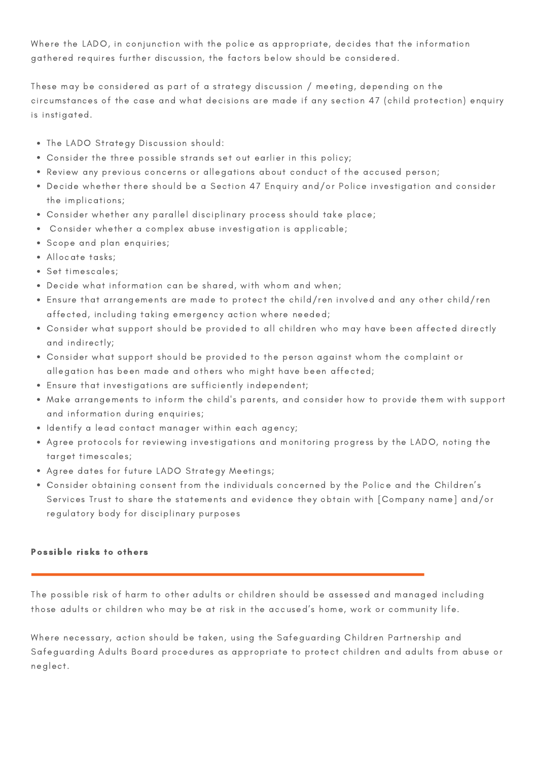Where the LADO, in conjunction with the police as appropriate, decides that the information gathered requires further discussion, the factors below should be considered.

These may be considered as part of a strategy discussion / meeting, depending on the circumstances of the case and what decisions are made if any section 47 (child protection) enquiry is instigated.

- The LADO Strategy Discussion should:
- Consider the three possible strands set out earlier in this policy;
- Review any previous concerns or allegations about conduct of the accused person;
- Decide whether there should be a Section 47 Enquiry and/or Police investigation and consider the implications;
- Consider whether any parallel disciplinary process should take place;
- Consider whether a complex abuse investigation is applicable;
- Scope and plan enquiries;
- Allocate tasks;
- Set timescales;
- Decide what information can be shared, with whom and when;
- Ensure that arrangements are made to protect the child/ren involved and any other child/ren affected, including taking emergency action where needed;
- Consider what support should be provided to all children who may have been affected directly and indirectly;
- Consider what support should be provided to the person against whom the complaint or allegation has been made and others who might have been affected;
- Ensure that investigations are sufficiently independent;
- Make arrangements to inform the child's parents, and consider how to provide them with support and information during enquiries;
- Identify a lead contact manager within each agency;
- Agree protocols for reviewing investigations and monitoring progress by the LADO, noting the target timescales;
- Agree dates for future LADO Strategy Meetings;
- Consider obtaining consent from the individuals concerned by the Police and the Children's Services Trust to share the statements and evidence they obtain with [Company name] and/or regulatory body for disciplinary purposes

**Possible risks to others**

The possible risk of harm to other adults or children should be assessed and managed including those adults or children who may be at risk in the accused's home, work or community life.

Where necessary, action should be taken, using the Safeguarding Children Partnership and Safeguarding Adults Board procedures as appropriate to protect children and adults from abuse or neglect.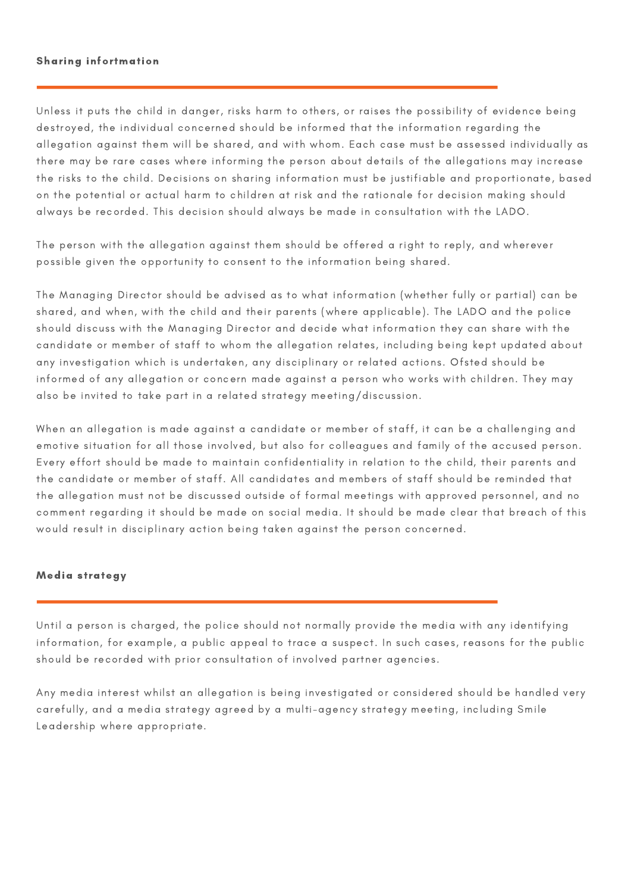### Sharing informtation

Unless it puts the child in danger, risks harm to others, or raises the possibility of evidence being destroyed, the individual concerned should be informed that the information regarding the allegation against them will be shared, and with whom. Each case must be assessed individually as there may be rare cases where informing the person about details of the allegations may increase the risks to the child. Decisions on sharing information must be justifiable and proportionate, based on the potential or actual harm to children at risk and the rationale for decision making should always be recorded. This decision should always be made in consultation with the LADO.

The person with the allegation against them should be offered a right to reply, and wherever possible given the opportunity to consent to the information being shared.

The Managing Director should be advised as to what information (whether fully or partial) can be shared, and when, with the child and their parents (where applicable). The LADO and the police should discuss with the Managing Director and decide what information they can share with the candidate or member of staff to whom the allegation relates, including being kept updated about any investigation which is undertaken, any disciplinary or related actions. Ofsted should be informed of any allegation or concern made against a person who works with children. They may also be invited to take part in a related strategy meeting/discussion.

When an allegation is made against a candidate or member of staff, it can be a challenging and emotive situation for all those involved, but also for colleagues and family of the accused person. Every effort should be made to maintain confidentiality in relation to the child, their parents and the candidate or member of staff. All candidates and members of staff should be reminded that the allegation must not be discussed outside of formal meetings with approved personnel, and no comment regarding it should be made on social media. It should be made clear that breach of this would result in disciplinary action being taken against the person concerned.

### Media strategy

Until a person is charged, the police should not normally provide the media with any identifying information, for example, a public appeal to trace a suspect. In such cases, reasons for the public should be recorded with prior consultation of involved partner agencies.

Any media interest whilst an allegation is being investigated or considered should be handled very carefully, and a media strategy agreed by a multi-agency strategy meeting, including Smile Leadership where appropriate.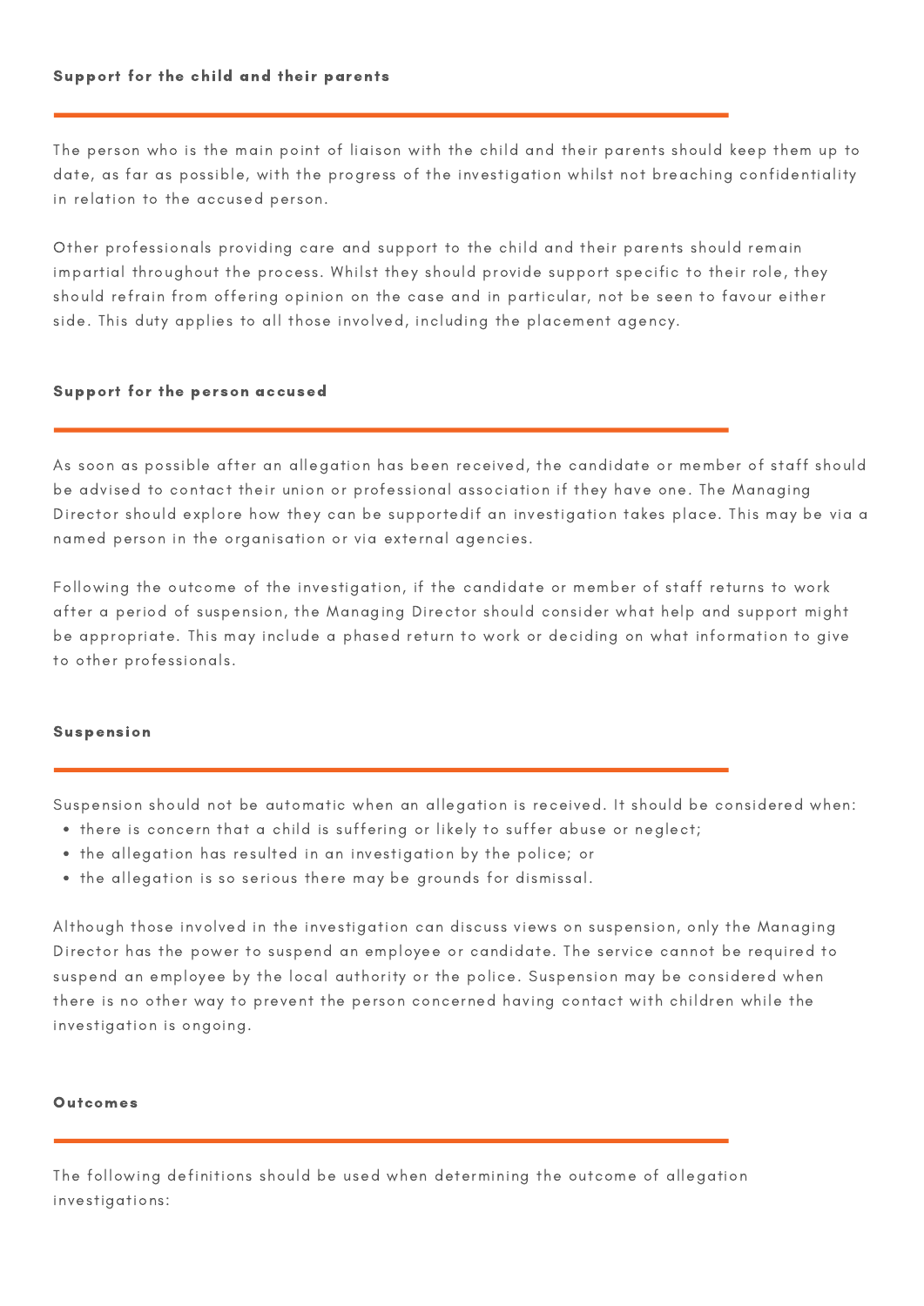## Support for the child and their parents

The person who is the main point of liaison with the child and their parents should keep them up to date, as far as possible, with the progress of the investigation whilst not breaching confidentiality in relation to the accused person.

Other professionals providing care and support to the child and their parents should remain impartial throughout the process. Whilst they should provide support specific to their role, they should refrain from offering opinion on the case and in particular, not be seen to favour either side. This duty applies to all those involved, including the placement agency.

## Support for the person accused

As soon as possible after an allegation has been received, the candidate or member of staff should be advised to contact their union or professional association if they have one. The Managing Director should explore how they can be supportedif an investigation takes place. This may be via a named person in the organisation or via external agencies.

Following the outcome of the investigation, if the candidate or member of staff returns to work after a period of suspension, the Managing Director should consider what help and support might be appropriate. This may include a phased return to work or deciding on what information to give to other professionals.

## Suspension

Suspension should not be automatic when an allegation is received. It should be considered when:

- there is concern that a child is suffering or likely to suffer abuse or neglect;
- the allegation has resulted in an investigation by the police; or
- the allegation is so serious there may be grounds for dismissal.

Although those involved in the investigation can discuss views on suspension, only the Managing Director has the power to suspend an employee or candidate. The service cannot be required to suspend an employee by the local authority or the police. Suspension may be considered when there is no other way to prevent the person concerned having contact with children while the investigation is ongoing.

## Outcomes

The following definitions should be used when determining the outcome of allegation investigations: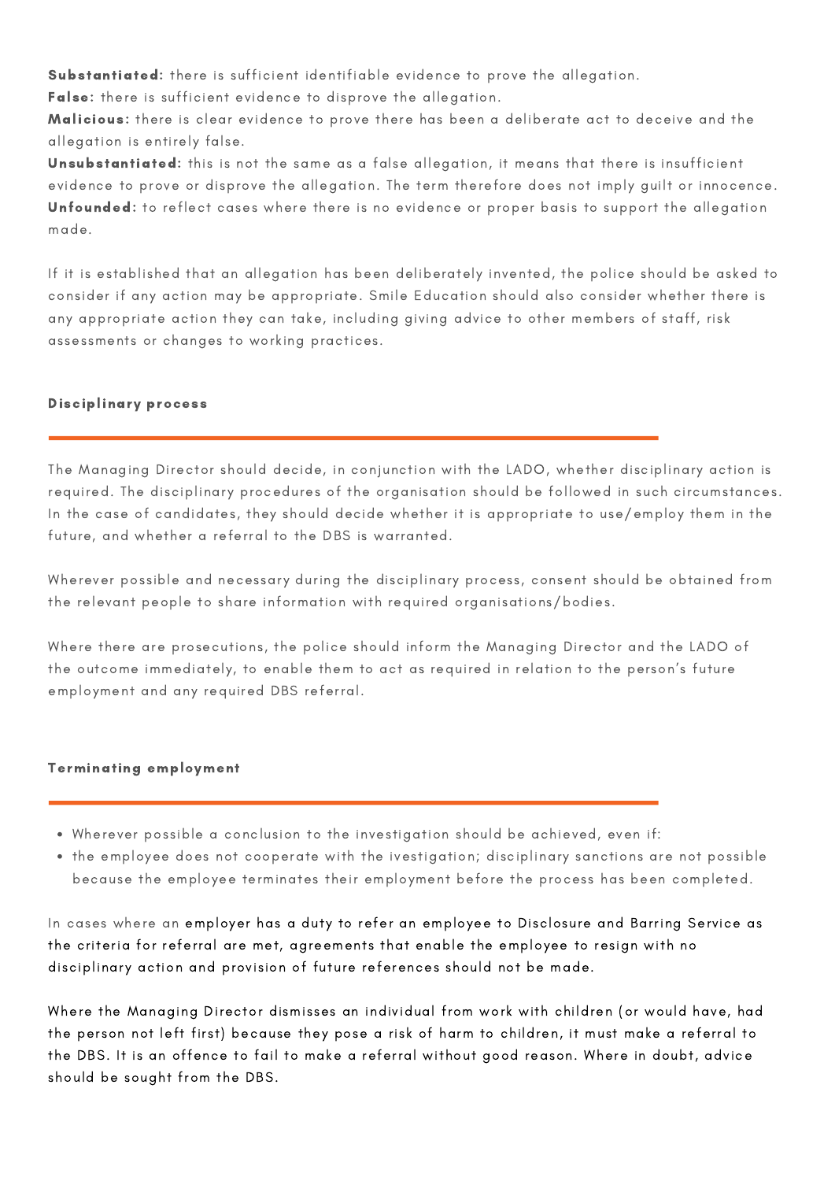**Substantiated:** there is sufficient identifiable evidence to prove the allegation.
**False:** there is sufficient evidence to disprove the allegation.
**Malicious:** there is clear evidence to prove there has been a deliberate act to deceive and the allegation is entirely false.
**Unsubstantiated:** this is not the same as a false allegation, it means that there is insufficient evidence to prove or disprove the allegation. The term therefore does not imply guilt or innocence.
**Unfounded:** to reflect cases where there is no evidence or proper basis to support the allegation made.

If it is established that an allegation has been deliberately invented, the police should be asked to consider if any action may be appropriate. Smile Education should also consider whether there is any appropriate action they can take, including giving advice to other members of staff, risk assessments or changes to working practices.

### Disciplinary process

The Managing Director should decide, in conjunction with the LADO, whether disciplinary action is required. The disciplinary procedures of the organisation should be followed in such circumstances. In the case of candidates, they should decide whether it is appropriate to use/employ them in the future, and whether a referral to the DBS is warranted.

Wherever possible and necessary during the disciplinary process, consent should be obtained from the relevant people to share information with required organisations/bodies.

Where there are prosecutions, the police should inform the Managing Director and the LADO of the outcome immediately, to enable them to act as required in relation to the person's future employment and any required DBS referral.

### Terminating employment

- Wherever possible a conclusion to the investigation should be achieved, even if:
- the employee does not cooperate with the ivestigation; disciplinary sanctions are not possible because the employee terminates their employment before the process has been completed.

In cases where an employer has a duty to refer an employee to Disclosure and Barring Service as the criteria for referral are met, agreements that enable the employee to resign with no disciplinary action and provision of future references should not be made.

Where the Managing Director dismisses an individual from work with children (or would have, had the person not left first) because they pose a risk of harm to children, it must make a referral to the DBS. It is an offence to fail to make a referral without good reason. Where in doubt, advice should be sought from the DBS.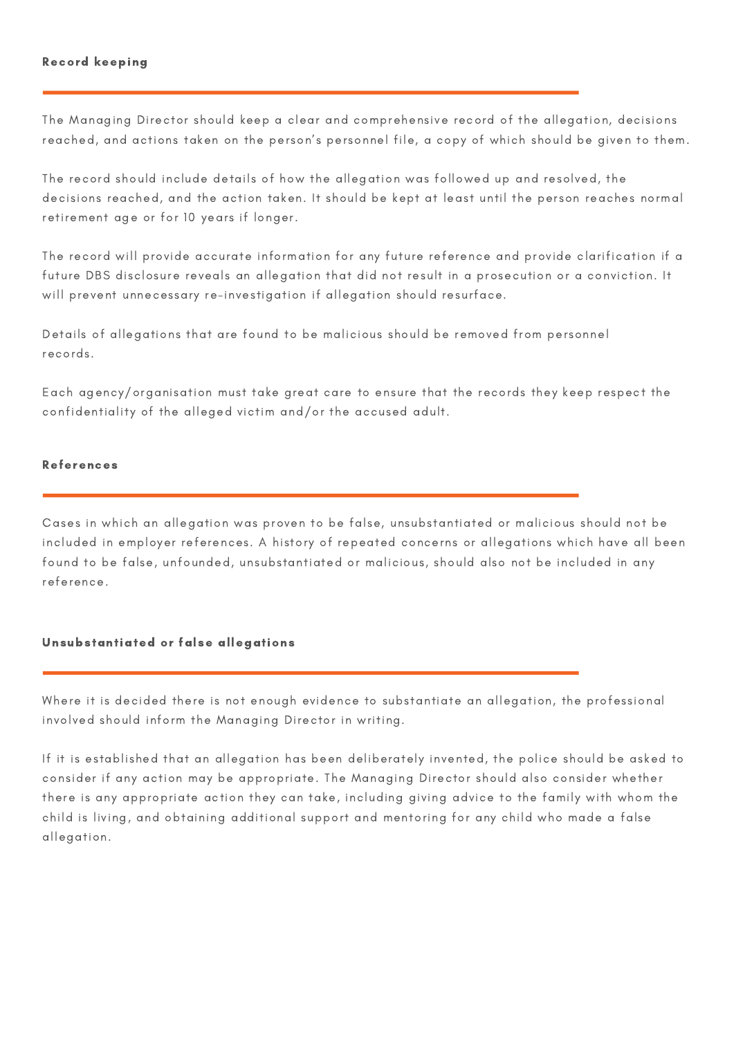### Record keeping

The Managing Director should keep a clear and comprehensive record of the allegation, decisions reached, and actions taken on the person's personnel file, a copy of which should be given to them.

The record should include details of how the allegation was followed up and resolved, the decisions reached, and the action taken. It should be kept at least until the person reaches normal retirement age or for 10 years if longer.

The record will provide accurate information for any future reference and provide clarification if a future DBS disclosure reveals an allegation that did not result in a prosecution or a conviction. It will prevent unnecessary re-investigation if allegation should resurface.

Details of allegations that are found to be malicious should be removed from personnel records.

Each agency/organisation must take great care to ensure that the records they keep respect the confidentiality of the alleged victim and/or the accused adult.

### References

Cases in which an allegation was proven to be false, unsubstantiated or malicious should not be included in employer references. A history of repeated concerns or allegations which have all been found to be false, unfounded, unsubstantiated or malicious, should also not be included in any reference.

### Unsubstantiated or false allegations

Where it is decided there is not enough evidence to substantiate an allegation, the professional involved should inform the Managing Director in writing.

If it is established that an allegation has been deliberately invented, the police should be asked to consider if any action may be appropriate. The Managing Director should also consider whether there is any appropriate action they can take, including giving advice to the family with whom the child is living, and obtaining additional support and mentoring for any child who made a false allegation.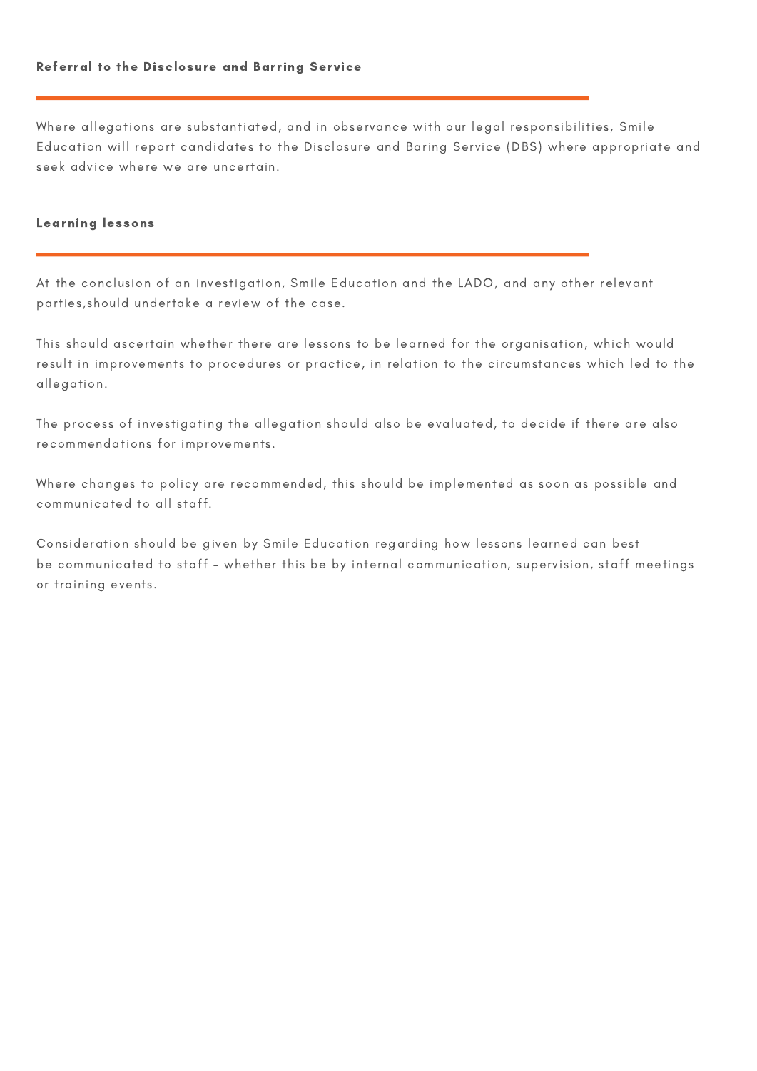## Referral to the Disclosure and Barring Service

Where allegations are substantiated, and in observance with our legal responsibilities, Smile Education will report candidates to the Disclosure and Baring Service (DBS) where appropriate and seek advice where we are uncertain.

## Learning lessons

At the conclusion of an investigation, Smile Education and the LADO, and any other relevant parties,should undertake a review of the case.

This should ascertain whether there are lessons to be learned for the organisation, which would result in improvements to procedures or practice, in relation to the circumstances which led to the allegation.

The process of investigating the allegation should also be evaluated, to decide if there are also recommendations for improvements.

Where changes to policy are recommended, this should be implemented as soon as possible and communicated to all staff.

Consideration should be given by Smile Education regarding how lessons learned can best be communicated to staff – whether this be by internal communication, supervision, staff meetings or training events.